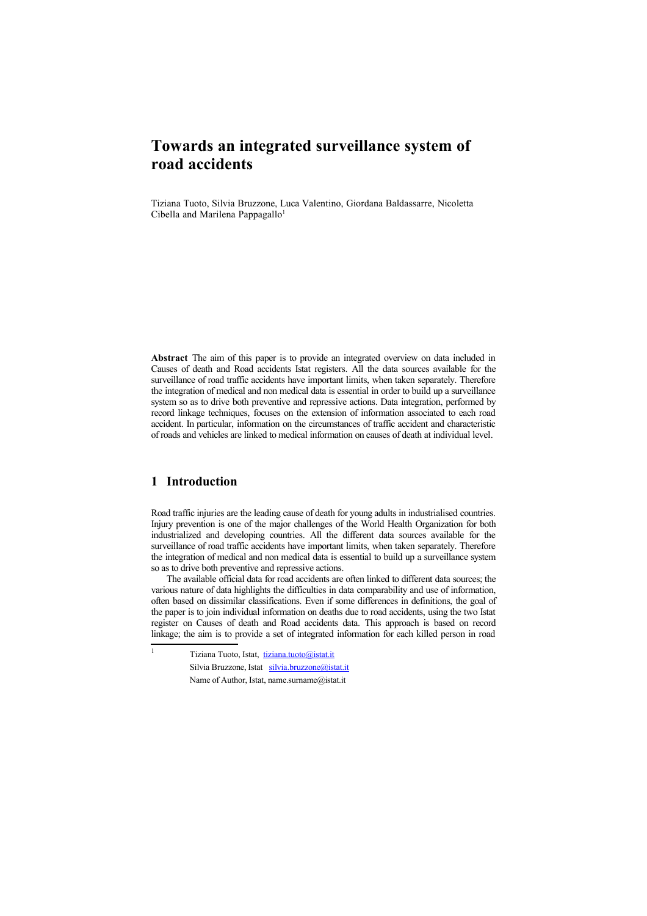# Towards an integrated surveillance system of road accidents

Tiziana Tuoto, Silvia Bruzzone, Luca Valentino, Giordana Baldassarre, Nicoletta Cibella and Marilena Pappagallo[1]

**Abstract** The aim of this paper is to provide an integrated overview on data included in Causes of death and Road accidents Istat registers. All the data sources available for the surveillance of road traffic accidents have important limits, when taken separately. Therefore the integration of medical and non medical data is essential in order to build up a surveillance system so as to drive both preventive and repressive actions. Data integration, performed by record linkage techniques, focuses on the extension of information associated to each road accident. In particular, information on the circumstances of traffic accident and characteristic of roads and vehicles are linked to medical information on causes of death at individual level.

## 1 Introduction

Road traffic injuries are the leading cause of death for young adults in industrialised countries. Injury prevention is one of the major challenges of the World Health Organization for both industrialized and developing countries. All the different data sources available for the surveillance of road traffic accidents have important limits, when taken separately. Therefore the integration of medical and non medical data is essential to build up a surveillance system so as to drive both preventive and repressive actions.

The available official data for road accidents are often linked to different data sources; the various nature of data highlights the difficulties in data comparability and use of information, often based on dissimilar classifications. Even if some differences in definitions, the goal of the paper is to join individual information on deaths due to road accidents, using the two Istat register on Causes of death and Road accidents data. This approach is based on record linkage; the aim is to provide a set of integrated information for each killed person in road

---

[1] Tiziana Tuoto, Istat, tiziana.tuoto@istat.it
Silvia Bruzzone, Istat silvia.bruzzone@istat.it
Name of Author, Istat, name.surname@istat.it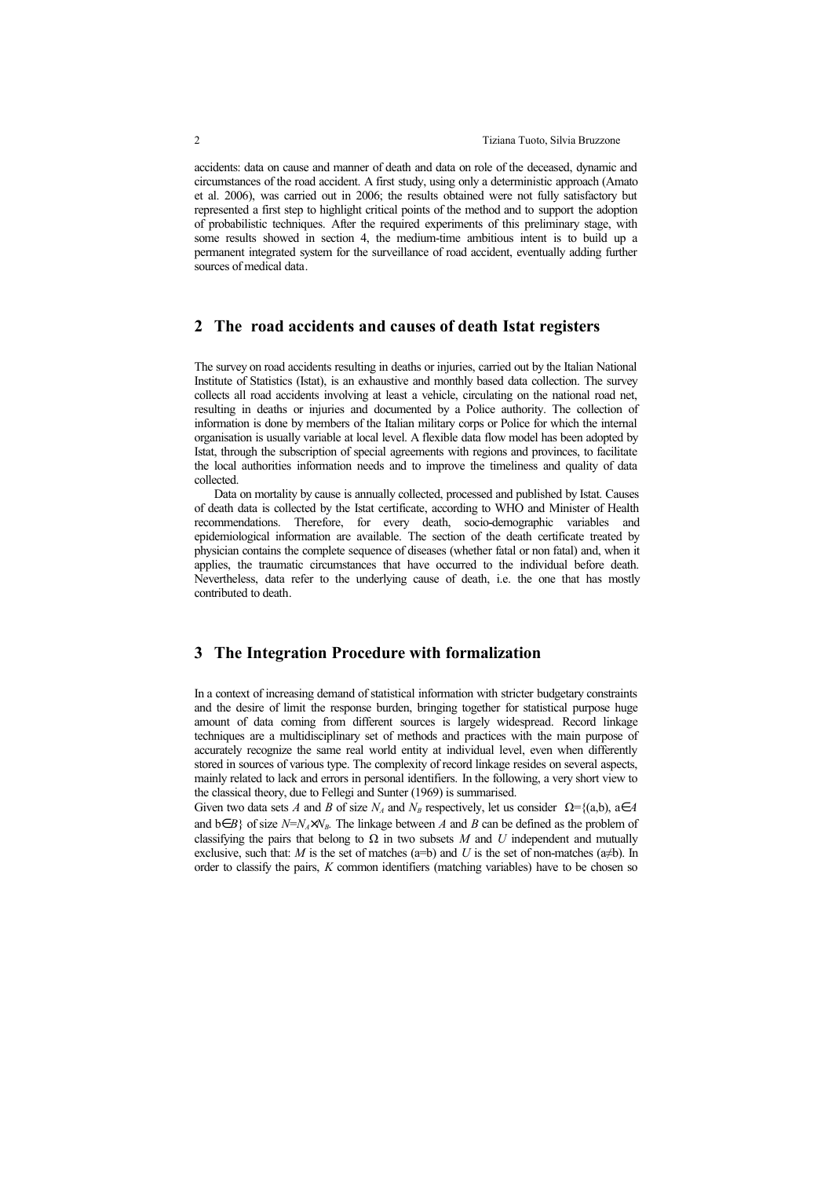accidents: data on cause and manner of death and data on role of the deceased, dynamic and circumstances of the road accident. A first study, using only a deterministic approach (Amato et al. 2006), was carried out in 2006; the results obtained were not fully satisfactory but represented a first step to highlight critical points of the method and to support the adoption of probabilistic techniques. After the required experiments of this preliminary stage, with some results showed in section 4, the medium-time ambitious intent is to build up a permanent integrated system for the surveillance of road accident, eventually adding further sources of medical data.

## 2 The road accidents and causes of death Istat registers

The survey on road accidents resulting in deaths or injuries, carried out by the Italian National Institute of Statistics (Istat), is an exhaustive and monthly based data collection. The survey collects all road accidents involving at least a vehicle, circulating on the national road net, resulting in deaths or injuries and documented by a Police authority. The collection of information is done by members of the Italian military corps or Police for which the internal organisation is usually variable at local level. A flexible data flow model has been adopted by Istat, through the subscription of special agreements with regions and provinces, to facilitate the local authorities information needs and to improve the timeliness and quality of data collected.

Data on mortality by cause is annually collected, processed and published by Istat. Causes of death data is collected by the Istat certificate, according to WHO and Minister of Health recommendations. Therefore, for every death, socio-demographic variables and epidemiological information are available. The section of the death certificate treated by physician contains the complete sequence of diseases (whether fatal or non fatal) and, when it applies, the traumatic circumstances that have occurred to the individual before death. Nevertheless, data refer to the underlying cause of death, i.e. the one that has mostly contributed to death.

## 3 The Integration Procedure with formalization

In a context of increasing demand of statistical information with stricter budgetary constraints and the desire of limit the response burden, bringing together for statistical purpose huge amount of data coming from different sources is largely widespread. Record linkage techniques are a multidisciplinary set of methods and practices with the main purpose of accurately recognize the same real world entity at individual level, even when differently stored in sources of various type. The complexity of record linkage resides on several aspects, mainly related to lack and errors in personal identifiers. In the following, a very short view to the classical theory, due to Fellegi and Sunter (1969) is summarised.

Given two data sets $A$ and $B$ of size $N_A$ and $N_B$ respectively, let us consider $\Omega=\{(a,b),\ a\in A$ and $b\in B\}$ of size $N=N_A\times N_B$. The linkage between $A$ and $B$ can be defined as the problem of classifying the pairs that belong to $\Omega$ in two subsets $M$ and $U$ independent and mutually exclusive, such that: $M$ is the set of matches ($a=b$) and $U$ is the set of non-matches ($a\neq b$). In order to classify the pairs, $K$ common identifiers (matching variables) have to be chosen so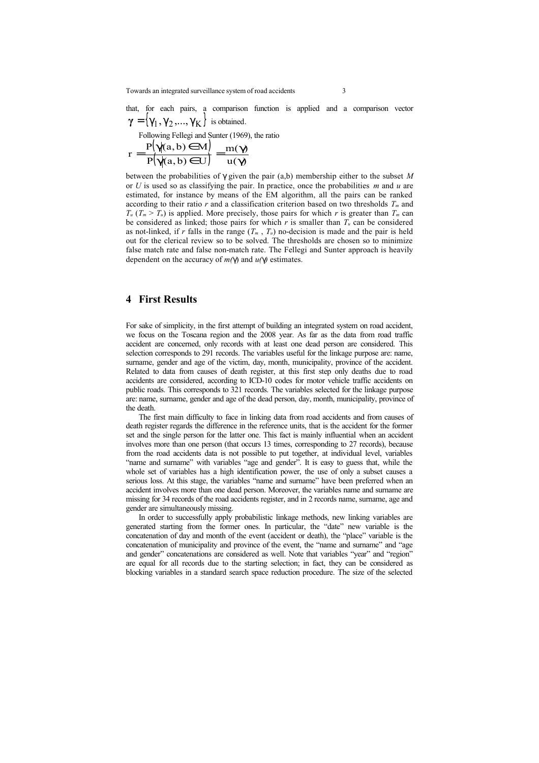that, for each pairs, a comparison function is applied and a comparison vector $\gamma = \{\gamma_1, \gamma_2, ..., \gamma_K\}$ is obtained.

Following Fellegi and Sunter (1969), the ratio

$$r = \frac{P(\gamma|(a,b) \in M)}{P(\gamma|(a,b) \in U)} = \frac{m(\gamma)}{u(\gamma)}$$

between the probabilities of $\gamma$ given the pair (a,b) membership either to the subset $M$ or $U$ is used so as classifying the pair. In practice, once the probabilities $m$ and $u$ are estimated, for instance by means of the EM algorithm, all the pairs can be ranked according to their ratio $r$ and a classification criterion based on two thresholds $T_m$ and $T_u$ ($T_m > T_u$) is applied. More precisely, those pairs for which $r$ is greater than $T_m$ can be considered as linked; those pairs for which $r$ is smaller than $T_u$ can be considered as not-linked, if $r$ falls in the range ($T_m$ , $T_u$) no-decision is made and the pair is held out for the clerical review so to be solved. The thresholds are chosen so to minimize false match rate and false non-match rate. The Fellegi and Sunter approach is heavily dependent on the accuracy of $m(\gamma)$ and $u(\gamma)$ estimates.

## 4 First Results

For sake of simplicity, in the first attempt of building an integrated system on road accident, we focus on the Toscana region and the 2008 year. As far as the data from road traffic accident are concerned, only records with at least one dead person are considered. This selection corresponds to 291 records. The variables useful for the linkage purpose are: name, surname, gender and age of the victim, day, month, municipality, province of the accident. Related to data from causes of death register, at this first step only deaths due to road accidents are considered, according to ICD-10 codes for motor vehicle traffic accidents on public roads. This corresponds to 321 records. The variables selected for the linkage purpose are: name, surname, gender and age of the dead person, day, month, municipality, province of the death.

The first main difficulty to face in linking data from road accidents and from causes of death register regards the difference in the reference units, that is the accident for the former set and the single person for the latter one. This fact is mainly influential when an accident involves more than one person (that occurs 13 times, corresponding to 27 records), because from the road accidents data is not possible to put together, at individual level, variables "name and surname" with variables "age and gender". It is easy to guess that, while the whole set of variables has a high identification power, the use of only a subset causes a serious loss. At this stage, the variables "name and surname" have been preferred when an accident involves more than one dead person. Moreover, the variables name and surname are missing for 34 records of the road accidents register, and in 2 records name, surname, age and gender are simultaneously missing.

In order to successfully apply probabilistic linkage methods, new linking variables are generated starting from the former ones. In particular, the "date" new variable is the concatenation of day and month of the event (accident or death), the "place" variable is the concatenation of municipality and province of the event, the "name and surname" and "age and gender" concatenations are considered as well. Note that variables "year" and "region" are equal for all records due to the starting selection; in fact, they can be considered as blocking variables in a standard search space reduction procedure. The size of the selected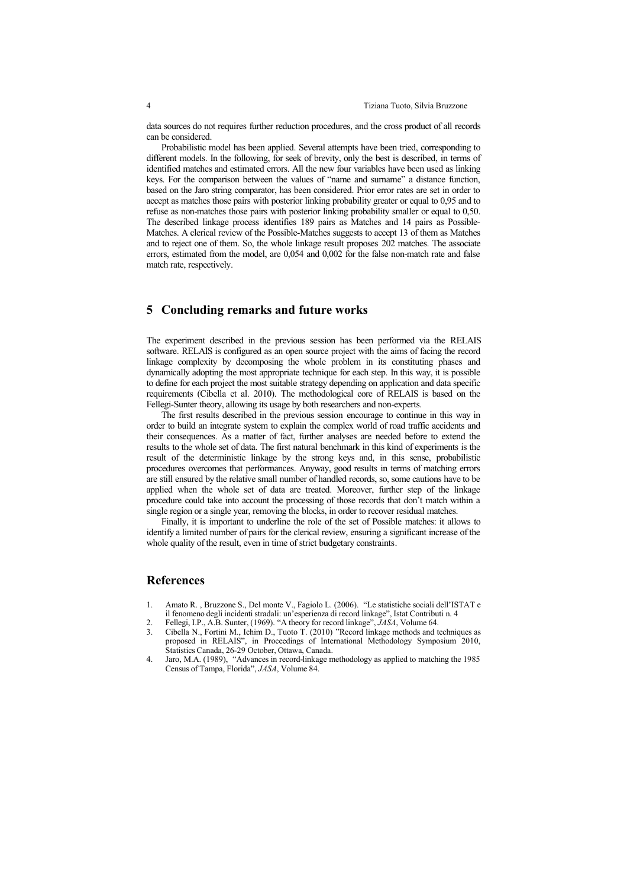data sources do not requires further reduction procedures, and the cross product of all records can be considered.

Probabilistic model has been applied. Several attempts have been tried, corresponding to different models. In the following, for seek of brevity, only the best is described, in terms of identified matches and estimated errors. All the new four variables have been used as linking keys. For the comparison between the values of "name and surname" a distance function, based on the Jaro string comparator, has been considered. Prior error rates are set in order to accept as matches those pairs with posterior linking probability greater or equal to 0,95 and to refuse as non-matches those pairs with posterior linking probability smaller or equal to 0,50. The described linkage process identifies 189 pairs as Matches and 14 pairs as Possible-Matches. A clerical review of the Possible-Matches suggests to accept 13 of them as Matches and to reject one of them. So, the whole linkage result proposes 202 matches. The associate errors, estimated from the model, are 0,054 and 0,002 for the false non-match rate and false match rate, respectively.

## 5 Concluding remarks and future works

The experiment described in the previous session has been performed via the RELAIS software. RELAIS is configured as an open source project with the aims of facing the record linkage complexity by decomposing the whole problem in its constituting phases and dynamically adopting the most appropriate technique for each step. In this way, it is possible to define for each project the most suitable strategy depending on application and data specific requirements (Cibella et al. 2010). The methodological core of RELAIS is based on the Fellegi-Sunter theory, allowing its usage by both researchers and non-experts.

The first results described in the previous session encourage to continue in this way in order to build an integrate system to explain the complex world of road traffic accidents and their consequences. As a matter of fact, further analyses are needed before to extend the results to the whole set of data. The first natural benchmark in this kind of experiments is the result of the deterministic linkage by the strong keys and, in this sense, probabilistic procedures overcomes that performances. Anyway, good results in terms of matching errors are still ensured by the relative small number of handled records, so, some cautions have to be applied when the whole set of data are treated. Moreover, further step of the linkage procedure could take into account the processing of those records that don't match within a single region or a single year, removing the blocks, in order to recover residual matches.

Finally, it is important to underline the role of the set of Possible matches: it allows to identify a limited number of pairs for the clerical review, ensuring a significant increase of the whole quality of the result, even in time of strict budgetary constraints.

## References

1. Amato R. , Bruzzone S., Del monte V., Fagiolo L. (2006). "Le statistiche sociali dell'ISTAT e il fenomeno degli incidenti stradali: un'esperienza di record linkage", Istat Contributi n. 4
2. Fellegi, I.P., A.B. Sunter, (1969). "A theory for record linkage", *JASA*, Volume 64.
3. Cibella N., Fortini M., Ichim D., Tuoto T. (2010) "Record linkage methods and techniques as proposed in RELAIS", in Proceedings of International Methodology Symposium 2010, Statistics Canada, 26-29 October, Ottawa, Canada.
4. Jaro, M.A. (1989), "Advances in record-linkage methodology as applied to matching the 1985 Census of Tampa, Florida", *JASA*, Volume 84.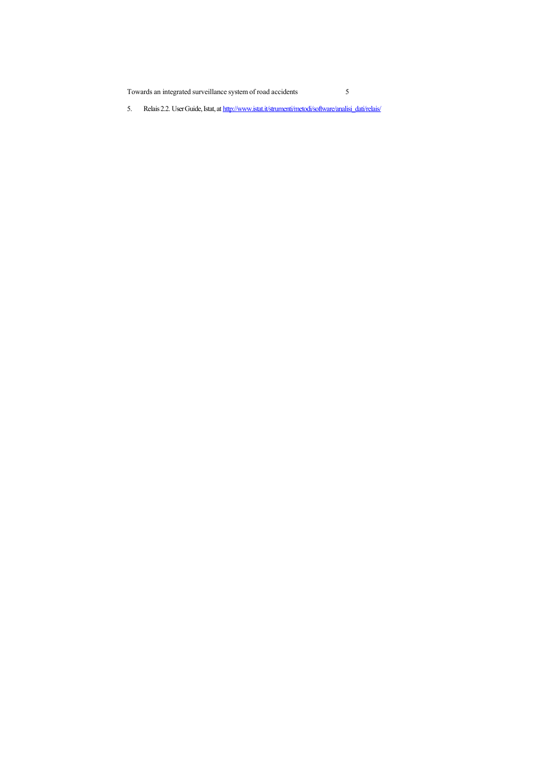5. Relais 2.2. User Guide, Istat, at http://www.istat.it/strumenti/metodi/software/analisi_dati/relais/